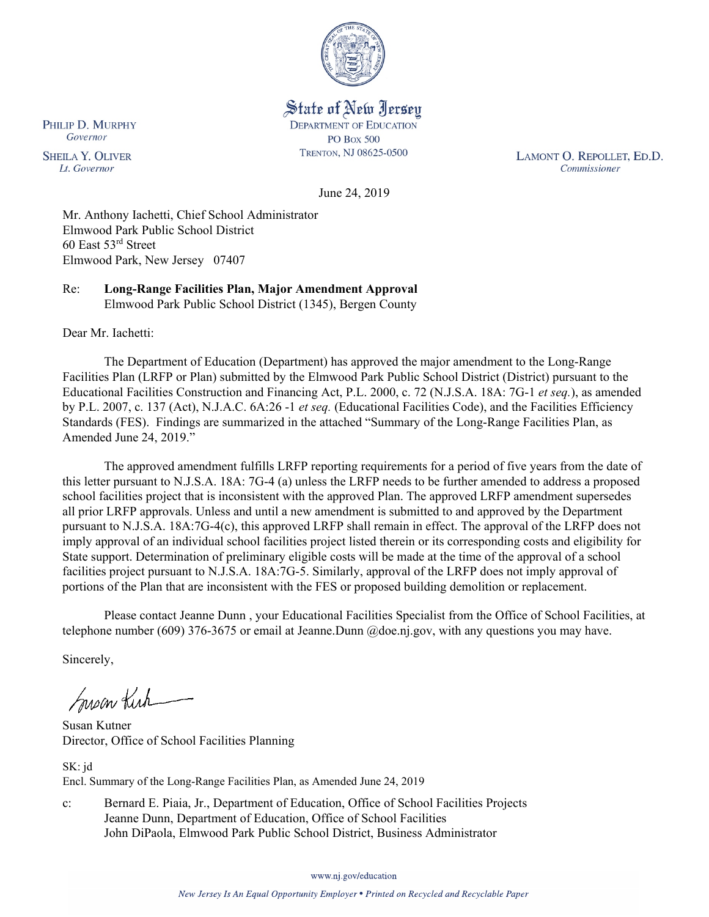State of New Jersey
DEPARTMENT OF EDUCATION
PO Box 500
TRENTON, NJ 08625-0500

PHILIP D. MURPHY
*Governor*

SHEILA Y. OLIVER
*Lt. Governor*

LAMONT O. REPOLLET, ED.D.
*Commissioner*

June 24, 2019

Mr. Anthony Iachetti, Chief School Administrator
Elmwood Park Public School District
60 East 53rd Street
Elmwood Park, New Jersey 07407

Re: **Long-Range Facilities Plan, Major Amendment Approval**
Elmwood Park Public School District (1345), Bergen County

Dear Mr. Iachetti:

The Department of Education (Department) has approved the major amendment to the Long-Range Facilities Plan (LRFP or Plan) submitted by the Elmwood Park Public School District (District) pursuant to the Educational Facilities Construction and Financing Act, P.L. 2000, c. 72 (N.J.S.A. 18A: 7G-1 *et seq.*), as amended by P.L. 2007, c. 137 (Act), N.J.A.C. 6A:26 -1 *et seq.* (Educational Facilities Code), and the Facilities Efficiency Standards (FES). Findings are summarized in the attached "Summary of the Long-Range Facilities Plan, as Amended June 24, 2019."

The approved amendment fulfills LRFP reporting requirements for a period of five years from the date of this letter pursuant to N.J.S.A. 18A: 7G-4 (a) unless the LRFP needs to be further amended to address a proposed school facilities project that is inconsistent with the approved Plan. The approved LRFP amendment supersedes all prior LRFP approvals. Unless and until a new amendment is submitted to and approved by the Department pursuant to N.J.S.A. 18A:7G-4(c), this approved LRFP shall remain in effect. The approval of the LRFP does not imply approval of an individual school facilities project listed therein or its corresponding costs and eligibility for State support. Determination of preliminary eligible costs will be made at the time of the approval of a school facilities project pursuant to N.J.S.A. 18A:7G-5. Similarly, approval of the LRFP does not imply approval of portions of the Plan that are inconsistent with the FES or proposed building demolition or replacement.

Please contact Jeanne Dunn , your Educational Facilities Specialist from the Office of School Facilities, at telephone number (609) 376-3675 or email at Jeanne.Dunn @doe.nj.gov, with any questions you may have.

Sincerely,

Susan Kutner
Director, Office of School Facilities Planning

SK: jd
Encl. Summary of the Long-Range Facilities Plan, as Amended June 24, 2019

c: Bernard E. Piaia, Jr., Department of Education, Office of School Facilities Projects
Jeanne Dunn, Department of Education, Office of School Facilities
John DiPaola, Elmwood Park Public School District, Business Administrator

www.nj.gov/education

*New Jersey Is An Equal Opportunity Employer • Printed on Recycled and Recyclable Paper*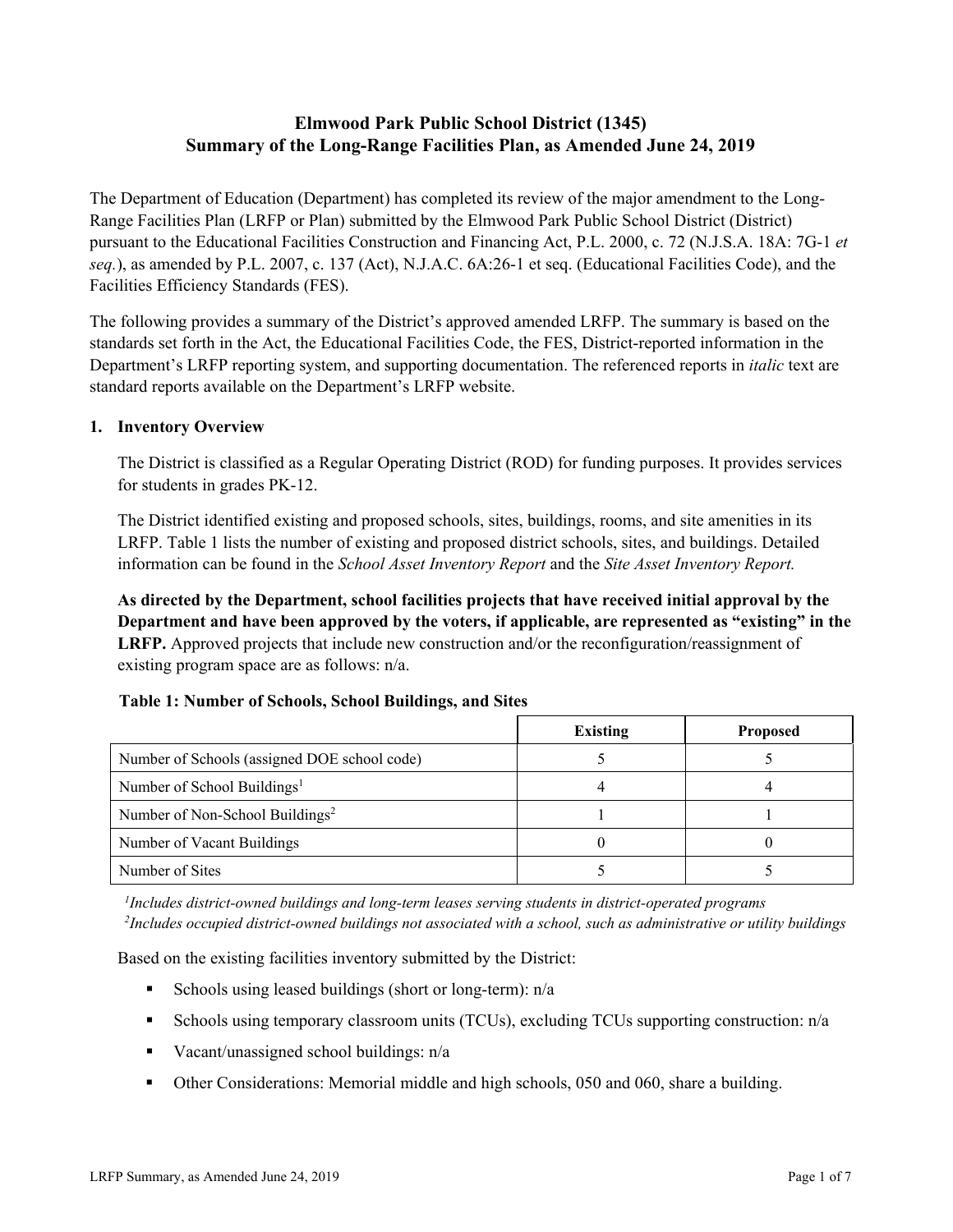# Elmwood Park Public School District (1345)
# Summary of the Long-Range Facilities Plan, as Amended June 24, 2019

The Department of Education (Department) has completed its review of the major amendment to the Long-Range Facilities Plan (LRFP or Plan) submitted by the Elmwood Park Public School District (District) pursuant to the Educational Facilities Construction and Financing Act, P.L. 2000, c. 72 (N.J.S.A. 18A: 7G-1 *et seq.*), as amended by P.L. 2007, c. 137 (Act), N.J.A.C. 6A:26-1 et seq. (Educational Facilities Code), and the Facilities Efficiency Standards (FES).

The following provides a summary of the District's approved amended LRFP. The summary is based on the standards set forth in the Act, the Educational Facilities Code, the FES, District-reported information in the Department's LRFP reporting system, and supporting documentation. The referenced reports in *italic* text are standard reports available on the Department's LRFP website.

## 1. Inventory Overview

The District is classified as a Regular Operating District (ROD) for funding purposes. It provides services for students in grades PK-12.

The District identified existing and proposed schools, sites, buildings, rooms, and site amenities in its LRFP. Table 1 lists the number of existing and proposed district schools, sites, and buildings. Detailed information can be found in the *School Asset Inventory Report* and the *Site Asset Inventory Report.*

**As directed by the Department, school facilities projects that have received initial approval by the Department and have been approved by the voters, if applicable, are represented as "existing" in the LRFP.** Approved projects that include new construction and/or the reconfiguration/reassignment of existing program space are as follows: n/a.

**Table 1: Number of Schools, School Buildings, and Sites**

| | Existing | Proposed |
|---|---|---|
| Number of Schools (assigned DOE school code) | 5 | 5 |
| Number of School Buildings[1] | 4 | 4 |
| Number of Non-School Buildings[2] | 1 | 1 |
| Number of Vacant Buildings | 0 | 0 |
| Number of Sites | 5 | 5 |

*[1]Includes district-owned buildings and long-term leases serving students in district-operated programs*
*[2]Includes occupied district-owned buildings not associated with a school, such as administrative or utility buildings*

Based on the existing facilities inventory submitted by the District:

- Schools using leased buildings (short or long-term): n/a
- Schools using temporary classroom units (TCUs), excluding TCUs supporting construction: n/a
- Vacant/unassigned school buildings: n/a
- Other Considerations: Memorial middle and high schools, 050 and 060, share a building.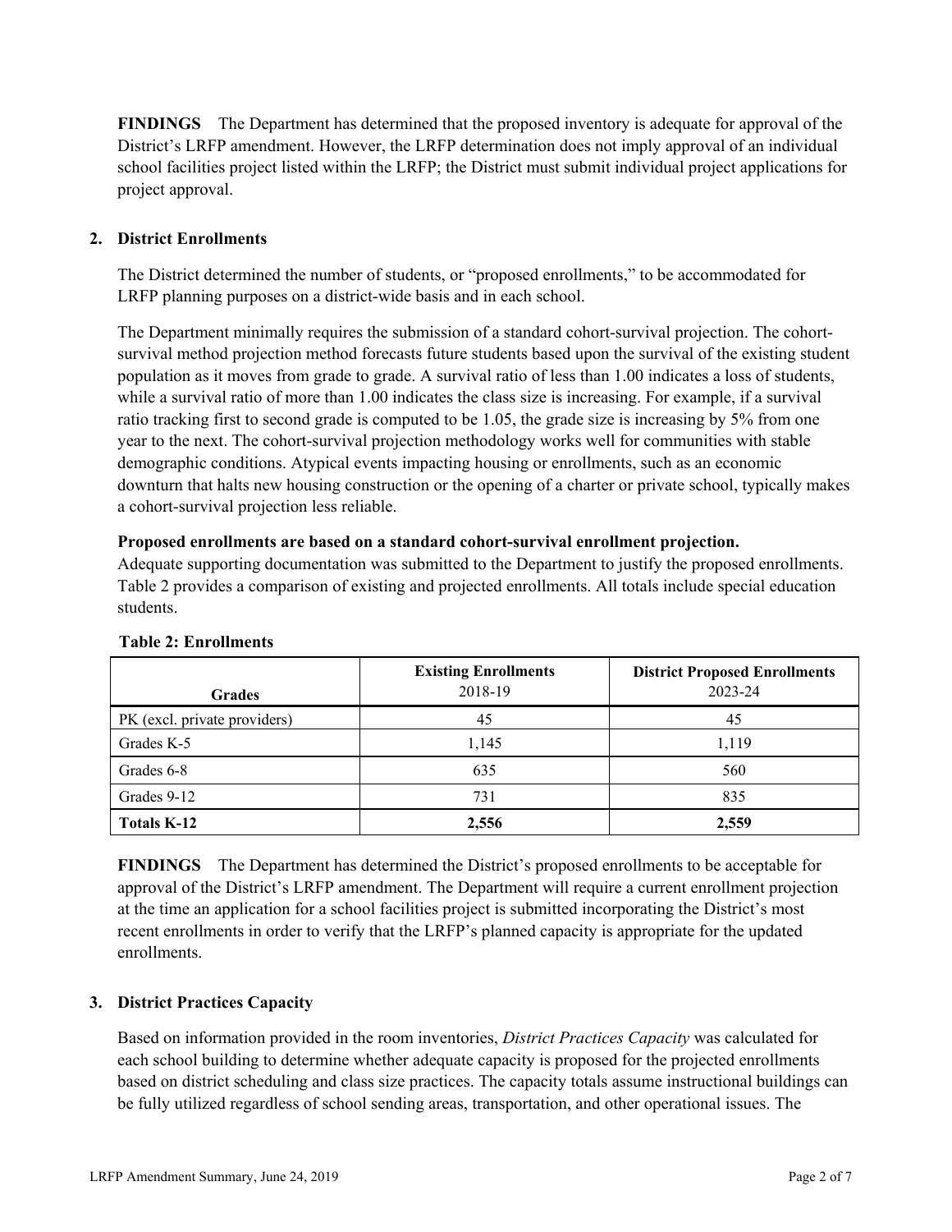**FINDINGS** The Department has determined that the proposed inventory is adequate for approval of the District's LRFP amendment. However, the LRFP determination does not imply approval of an individual school facilities project listed within the LRFP; the District must submit individual project applications for project approval.

## 2. District Enrollments

The District determined the number of students, or "proposed enrollments," to be accommodated for LRFP planning purposes on a district-wide basis and in each school.

The Department minimally requires the submission of a standard cohort-survival projection. The cohort-survival method projection method forecasts future students based upon the survival of the existing student population as it moves from grade to grade. A survival ratio of less than 1.00 indicates a loss of students, while a survival ratio of more than 1.00 indicates the class size is increasing. For example, if a survival ratio tracking first to second grade is computed to be 1.05, the grade size is increasing by 5% from one year to the next. The cohort-survival projection methodology works well for communities with stable demographic conditions. Atypical events impacting housing or enrollments, such as an economic downturn that halts new housing construction or the opening of a charter or private school, typically makes a cohort-survival projection less reliable.

**Proposed enrollments are based on a standard cohort-survival enrollment projection.**
Adequate supporting documentation was submitted to the Department to justify the proposed enrollments. Table 2 provides a comparison of existing and projected enrollments. All totals include special education students.

**Table 2: Enrollments**

| Grades | Existing Enrollments 2018-19 | District Proposed Enrollments 2023-24 |
|---|---|---|
| PK (excl. private providers) | 45 | 45 |
| Grades K-5 | 1,145 | 1,119 |
| Grades 6-8 | 635 | 560 |
| Grades 9-12 | 731 | 835 |
| **Totals K-12** | **2,556** | **2,559** |

**FINDINGS** The Department has determined the District's proposed enrollments to be acceptable for approval of the District's LRFP amendment. The Department will require a current enrollment projection at the time an application for a school facilities project is submitted incorporating the District's most recent enrollments in order to verify that the LRFP's planned capacity is appropriate for the updated enrollments.

## 3. District Practices Capacity

Based on information provided in the room inventories, *District Practices Capacity* was calculated for each school building to determine whether adequate capacity is proposed for the projected enrollments based on district scheduling and class size practices. The capacity totals assume instructional buildings can be fully utilized regardless of school sending areas, transportation, and other operational issues. The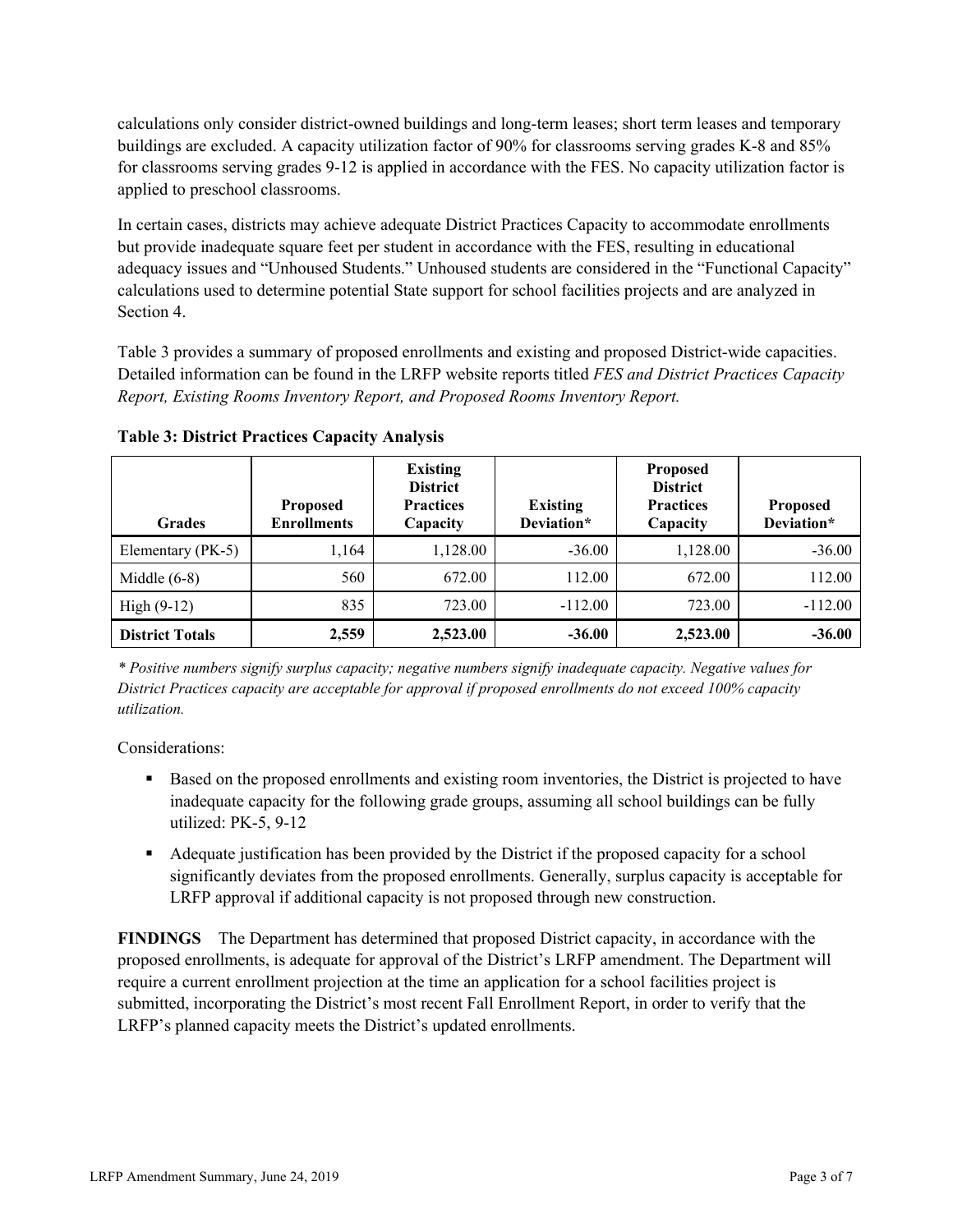calculations only consider district-owned buildings and long-term leases; short term leases and temporary buildings are excluded. A capacity utilization factor of 90% for classrooms serving grades K-8 and 85% for classrooms serving grades 9-12 is applied in accordance with the FES. No capacity utilization factor is applied to preschool classrooms.

In certain cases, districts may achieve adequate District Practices Capacity to accommodate enrollments but provide inadequate square feet per student in accordance with the FES, resulting in educational adequacy issues and "Unhoused Students." Unhoused students are considered in the "Functional Capacity" calculations used to determine potential State support for school facilities projects and are analyzed in Section 4.

Table 3 provides a summary of proposed enrollments and existing and proposed District-wide capacities. Detailed information can be found in the LRFP website reports titled *FES and District Practices Capacity Report, Existing Rooms Inventory Report, and Proposed Rooms Inventory Report.*

**Table 3: District Practices Capacity Analysis**

| Grades | Proposed Enrollments | Existing District Practices Capacity | Existing Deviation* | Proposed District Practices Capacity | Proposed Deviation* |
|---|---|---|---|---|---|
| Elementary (PK-5) | 1,164 | 1,128.00 | -36.00 | 1,128.00 | -36.00 |
| Middle (6-8) | 560 | 672.00 | 112.00 | 672.00 | 112.00 |
| High (9-12) | 835 | 723.00 | -112.00 | 723.00 | -112.00 |
| **District Totals** | **2,559** | **2,523.00** | **-36.00** | **2,523.00** | **-36.00** |

*\* Positive numbers signify surplus capacity; negative numbers signify inadequate capacity. Negative values for District Practices capacity are acceptable for approval if proposed enrollments do not exceed 100% capacity utilization.*

Considerations:

- Based on the proposed enrollments and existing room inventories, the District is projected to have inadequate capacity for the following grade groups, assuming all school buildings can be fully utilized: PK-5, 9-12
- Adequate justification has been provided by the District if the proposed capacity for a school significantly deviates from the proposed enrollments. Generally, surplus capacity is acceptable for LRFP approval if additional capacity is not proposed through new construction.

**FINDINGS** The Department has determined that proposed District capacity, in accordance with the proposed enrollments, is adequate for approval of the District's LRFP amendment. The Department will require a current enrollment projection at the time an application for a school facilities project is submitted, incorporating the District's most recent Fall Enrollment Report, in order to verify that the LRFP's planned capacity meets the District's updated enrollments.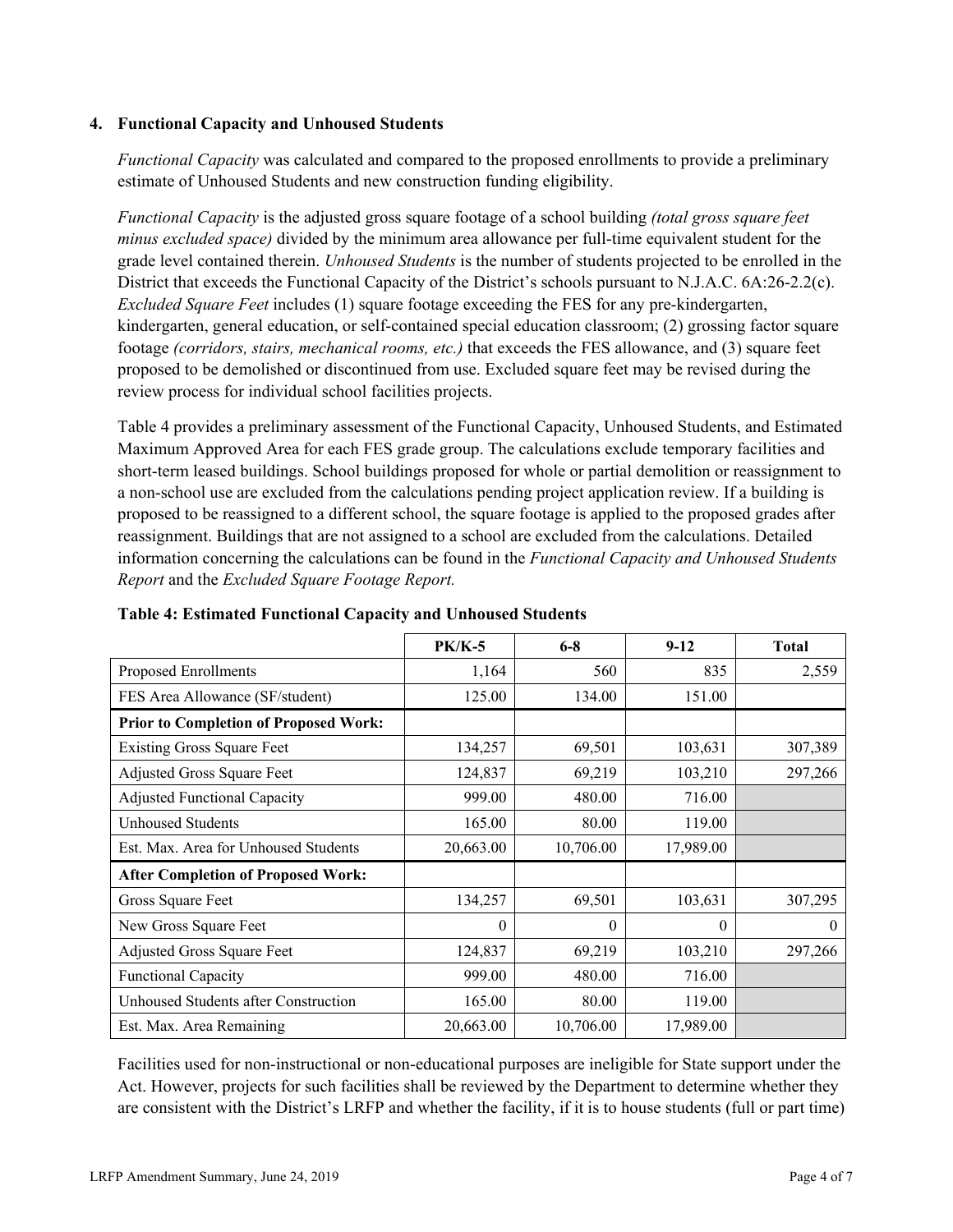### 4. Functional Capacity and Unhoused Students

*Functional Capacity* was calculated and compared to the proposed enrollments to provide a preliminary estimate of Unhoused Students and new construction funding eligibility.

*Functional Capacity* is the adjusted gross square footage of a school building *(total gross square feet minus excluded space)* divided by the minimum area allowance per full-time equivalent student for the grade level contained therein. *Unhoused Students* is the number of students projected to be enrolled in the District that exceeds the Functional Capacity of the District's schools pursuant to N.J.A.C. 6A:26-2.2(c). *Excluded Square Feet* includes (1) square footage exceeding the FES for any pre-kindergarten, kindergarten, general education, or self-contained special education classroom; (2) grossing factor square footage *(corridors, stairs, mechanical rooms, etc.)* that exceeds the FES allowance, and (3) square feet proposed to be demolished or discontinued from use. Excluded square feet may be revised during the review process for individual school facilities projects.

Table 4 provides a preliminary assessment of the Functional Capacity, Unhoused Students, and Estimated Maximum Approved Area for each FES grade group. The calculations exclude temporary facilities and short-term leased buildings. School buildings proposed for whole or partial demolition or reassignment to a non-school use are excluded from the calculations pending project application review. If a building is proposed to be reassigned to a different school, the square footage is applied to the proposed grades after reassignment. Buildings that are not assigned to a school are excluded from the calculations. Detailed information concerning the calculations can be found in the *Functional Capacity and Unhoused Students Report* and the *Excluded Square Footage Report.*

**Table 4: Estimated Functional Capacity and Unhoused Students**

| | PK/K-5 | 6-8 | 9-12 | Total |
|---|---|---|---|---|
| Proposed Enrollments | 1,164 | 560 | 835 | 2,559 |
| FES Area Allowance (SF/student) | 125.00 | 134.00 | 151.00 | |
| **Prior to Completion of Proposed Work:** | | | | |
| Existing Gross Square Feet | 134,257 | 69,501 | 103,631 | 307,389 |
| Adjusted Gross Square Feet | 124,837 | 69,219 | 103,210 | 297,266 |
| Adjusted Functional Capacity | 999.00 | 480.00 | 716.00 | |
| Unhoused Students | 165.00 | 80.00 | 119.00 | |
| Est. Max. Area for Unhoused Students | 20,663.00 | 10,706.00 | 17,989.00 | |
| **After Completion of Proposed Work:** | | | | |
| Gross Square Feet | 134,257 | 69,501 | 103,631 | 307,295 |
| New Gross Square Feet | 0 | 0 | 0 | 0 |
| Adjusted Gross Square Feet | 124,837 | 69,219 | 103,210 | 297,266 |
| Functional Capacity | 999.00 | 480.00 | 716.00 | |
| Unhoused Students after Construction | 165.00 | 80.00 | 119.00 | |
| Est. Max. Area Remaining | 20,663.00 | 10,706.00 | 17,989.00 | |

Facilities used for non-instructional or non-educational purposes are ineligible for State support under the Act. However, projects for such facilities shall be reviewed by the Department to determine whether they are consistent with the District's LRFP and whether the facility, if it is to house students (full or part time)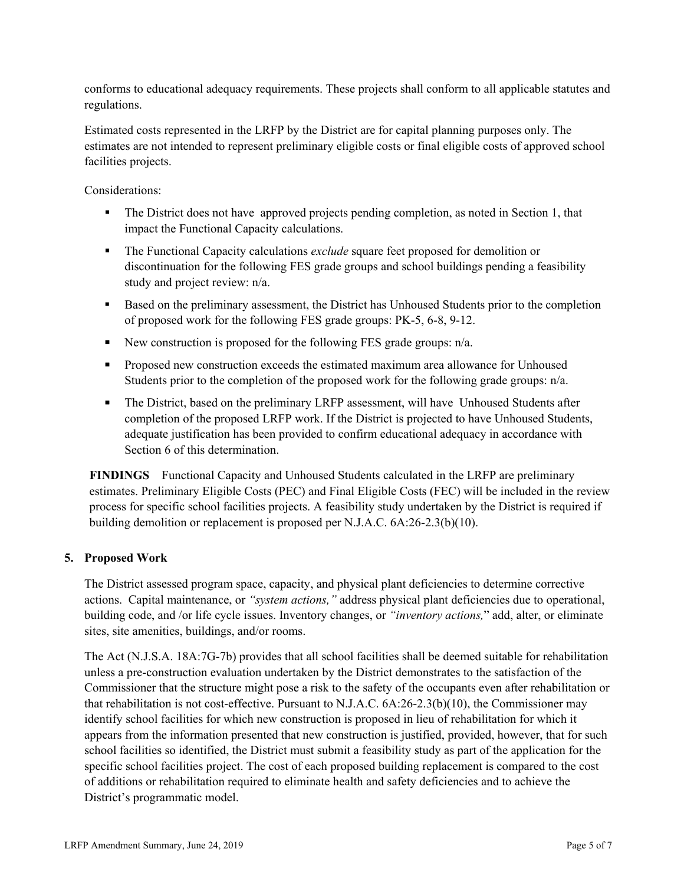conforms to educational adequacy requirements. These projects shall conform to all applicable statutes and regulations.

Estimated costs represented in the LRFP by the District are for capital planning purposes only. The estimates are not intended to represent preliminary eligible costs or final eligible costs of approved school facilities projects.

Considerations:

- The District does not have approved projects pending completion, as noted in Section 1, that impact the Functional Capacity calculations.
- The Functional Capacity calculations *exclude* square feet proposed for demolition or discontinuation for the following FES grade groups and school buildings pending a feasibility study and project review: n/a.
- Based on the preliminary assessment, the District has Unhoused Students prior to the completion of proposed work for the following FES grade groups: PK-5, 6-8, 9-12.
- New construction is proposed for the following FES grade groups: n/a.
- Proposed new construction exceeds the estimated maximum area allowance for Unhoused Students prior to the completion of the proposed work for the following grade groups: n/a.
- The District, based on the preliminary LRFP assessment, will have Unhoused Students after completion of the proposed LRFP work. If the District is projected to have Unhoused Students, adequate justification has been provided to confirm educational adequacy in accordance with Section 6 of this determination.

**FINDINGS** Functional Capacity and Unhoused Students calculated in the LRFP are preliminary estimates. Preliminary Eligible Costs (PEC) and Final Eligible Costs (FEC) will be included in the review process for specific school facilities projects. A feasibility study undertaken by the District is required if building demolition or replacement is proposed per N.J.A.C. 6A:26-2.3(b)(10).

## 5. Proposed Work

The District assessed program space, capacity, and physical plant deficiencies to determine corrective actions. Capital maintenance, or *"system actions,"* address physical plant deficiencies due to operational, building code, and /or life cycle issues. Inventory changes, or *"inventory actions,"* add, alter, or eliminate sites, site amenities, buildings, and/or rooms.

The Act (N.J.S.A. 18A:7G-7b) provides that all school facilities shall be deemed suitable for rehabilitation unless a pre-construction evaluation undertaken by the District demonstrates to the satisfaction of the Commissioner that the structure might pose a risk to the safety of the occupants even after rehabilitation or that rehabilitation is not cost-effective. Pursuant to N.J.A.C. 6A:26-2.3(b)(10), the Commissioner may identify school facilities for which new construction is proposed in lieu of rehabilitation for which it appears from the information presented that new construction is justified, provided, however, that for such school facilities so identified, the District must submit a feasibility study as part of the application for the specific school facilities project. The cost of each proposed building replacement is compared to the cost of additions or rehabilitation required to eliminate health and safety deficiencies and to achieve the District's programmatic model.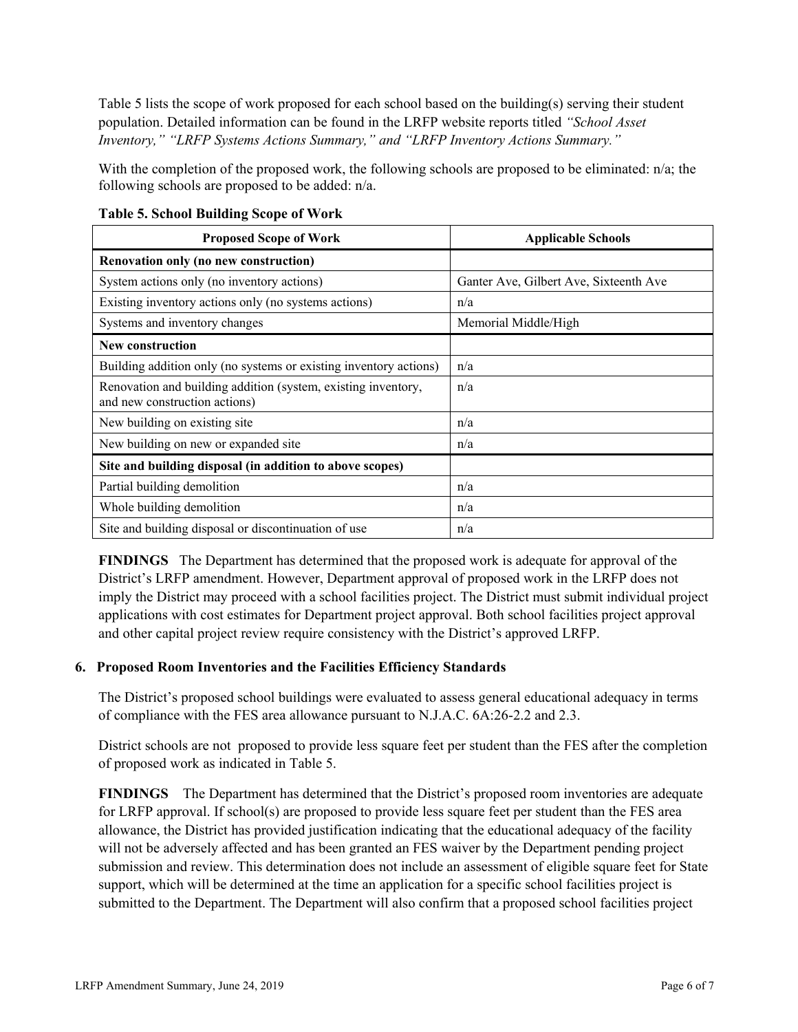Table 5 lists the scope of work proposed for each school based on the building(s) serving their student population. Detailed information can be found in the LRFP website reports titled *"School Asset Inventory," "LRFP Systems Actions Summary," and "LRFP Inventory Actions Summary."*

With the completion of the proposed work, the following schools are proposed to be eliminated: n/a; the following schools are proposed to be added: n/a.

**Table 5. School Building Scope of Work**

| Proposed Scope of Work | Applicable Schools |
|---|---|
| **Renovation only (no new construction)** | |
| System actions only (no inventory actions) | Ganter Ave, Gilbert Ave, Sixteenth Ave |
| Existing inventory actions only (no systems actions) | n/a |
| Systems and inventory changes | Memorial Middle/High |
| **New construction** | |
| Building addition only (no systems or existing inventory actions) | n/a |
| Renovation and building addition (system, existing inventory, and new construction actions) | n/a |
| New building on existing site | n/a |
| New building on new or expanded site | n/a |
| **Site and building disposal (in addition to above scopes)** | |
| Partial building demolition | n/a |
| Whole building demolition | n/a |
| Site and building disposal or discontinuation of use | n/a |

**FINDINGS** The Department has determined that the proposed work is adequate for approval of the District's LRFP amendment. However, Department approval of proposed work in the LRFP does not imply the District may proceed with a school facilities project. The District must submit individual project applications with cost estimates for Department project approval. Both school facilities project approval and other capital project review require consistency with the District's approved LRFP.

### 6. Proposed Room Inventories and the Facilities Efficiency Standards

The District's proposed school buildings were evaluated to assess general educational adequacy in terms of compliance with the FES area allowance pursuant to N.J.A.C. 6A:26-2.2 and 2.3.

District schools are not proposed to provide less square feet per student than the FES after the completion of proposed work as indicated in Table 5.

**FINDINGS** The Department has determined that the District's proposed room inventories are adequate for LRFP approval. If school(s) are proposed to provide less square feet per student than the FES area allowance, the District has provided justification indicating that the educational adequacy of the facility will not be adversely affected and has been granted an FES waiver by the Department pending project submission and review. This determination does not include an assessment of eligible square feet for State support, which will be determined at the time an application for a specific school facilities project is submitted to the Department. The Department will also confirm that a proposed school facilities project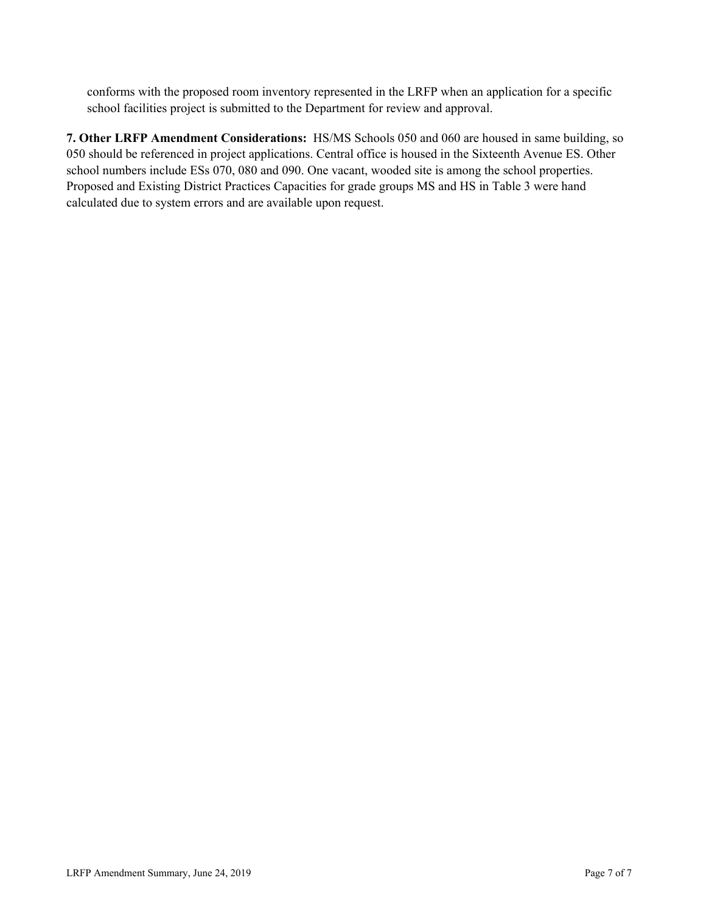conforms with the proposed room inventory represented in the LRFP when an application for a specific school facilities project is submitted to the Department for review and approval.

**7. Other LRFP Amendment Considerations:** HS/MS Schools 050 and 060 are housed in same building, so 050 should be referenced in project applications. Central office is housed in the Sixteenth Avenue ES. Other school numbers include ESs 070, 080 and 090. One vacant, wooded site is among the school properties. Proposed and Existing District Practices Capacities for grade groups MS and HS in Table 3 were hand calculated due to system errors and are available upon request.